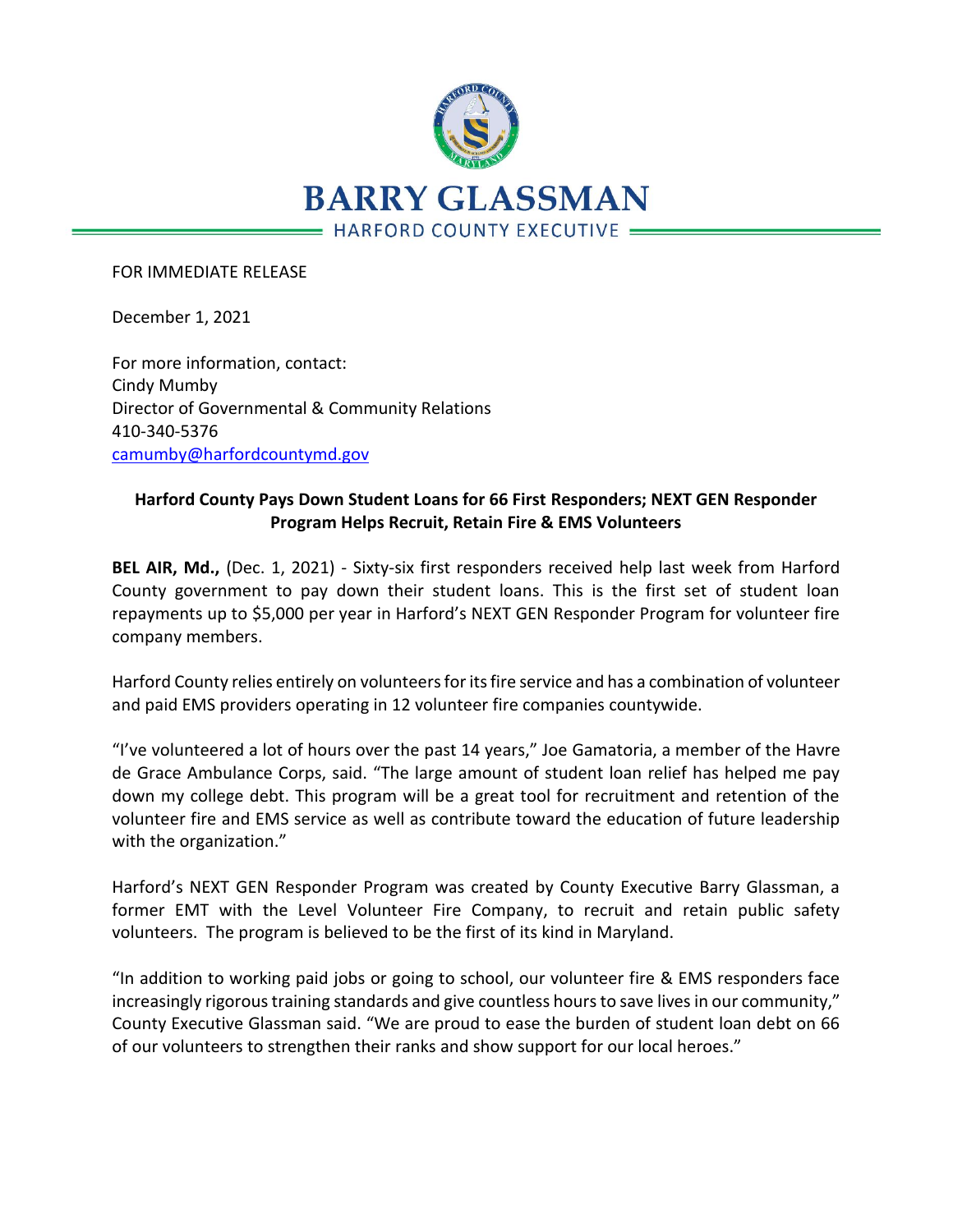# BARRY GLASSMAN

HARFORD COUNTY EXECUTIVE

FOR IMMEDIATE RELEASE

December 1, 2021

For more information, contact:
Cindy Mumby
Director of Governmental & Community Relations
410-340-5376
camumby@harfordcountymd.gov

**Harford County Pays Down Student Loans for 66 First Responders; NEXT GEN Responder Program Helps Recruit, Retain Fire & EMS Volunteers**

**BEL AIR, Md.,** (Dec. 1, 2021) - Sixty-six first responders received help last week from Harford County government to pay down their student loans. This is the first set of student loan repayments up to $5,000 per year in Harford's NEXT GEN Responder Program for volunteer fire company members.

Harford County relies entirely on volunteers for its fire service and has a combination of volunteer and paid EMS providers operating in 12 volunteer fire companies countywide.

"I've volunteered a lot of hours over the past 14 years," Joe Gamatoria, a member of the Havre de Grace Ambulance Corps, said. "The large amount of student loan relief has helped me pay down my college debt. This program will be a great tool for recruitment and retention of the volunteer fire and EMS service as well as contribute toward the education of future leadership with the organization."

Harford's NEXT GEN Responder Program was created by County Executive Barry Glassman, a former EMT with the Level Volunteer Fire Company, to recruit and retain public safety volunteers. The program is believed to be the first of its kind in Maryland.

"In addition to working paid jobs or going to school, our volunteer fire & EMS responders face increasingly rigorous training standards and give countless hours to save lives in our community," County Executive Glassman said. "We are proud to ease the burden of student loan debt on 66 of our volunteers to strengthen their ranks and show support for our local heroes."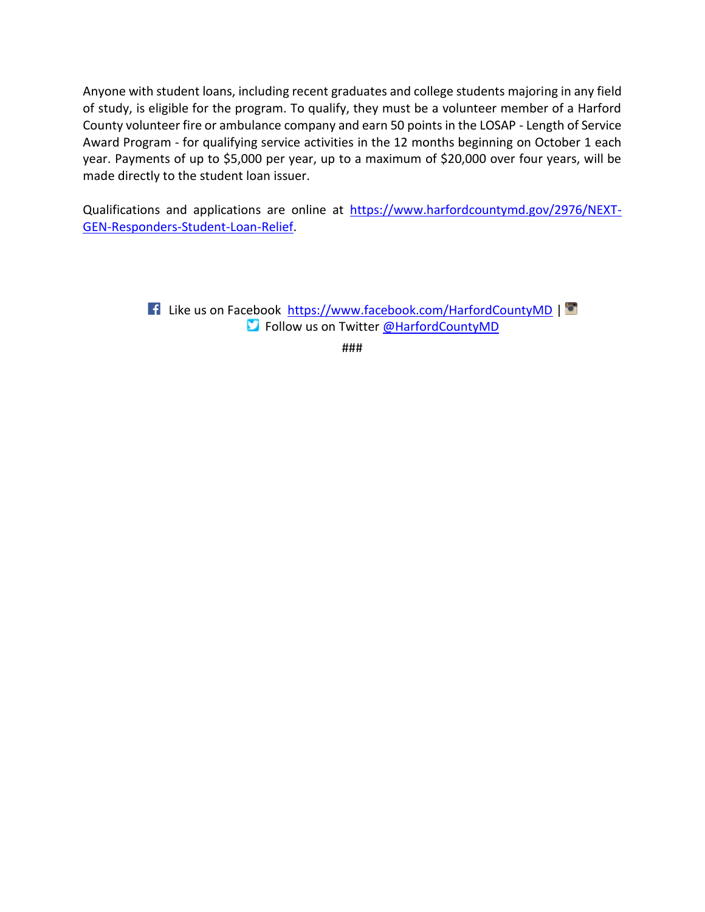Anyone with student loans, including recent graduates and college students majoring in any field of study, is eligible for the program. To qualify, they must be a volunteer member of a Harford County volunteer fire or ambulance company and earn 50 points in the LOSAP - Length of Service Award Program - for qualifying service activities in the 12 months beginning on October 1 each year. Payments of up to $5,000 per year, up to a maximum of $20,000 over four years, will be made directly to the student loan issuer.

Qualifications and applications are online at https://www.harfordcountymd.gov/2976/NEXT-GEN-Responders-Student-Loan-Relief.

Like us on Facebook https://www.facebook.com/HarfordCountyMD |
Follow us on Twitter @HarfordCountyMD

###